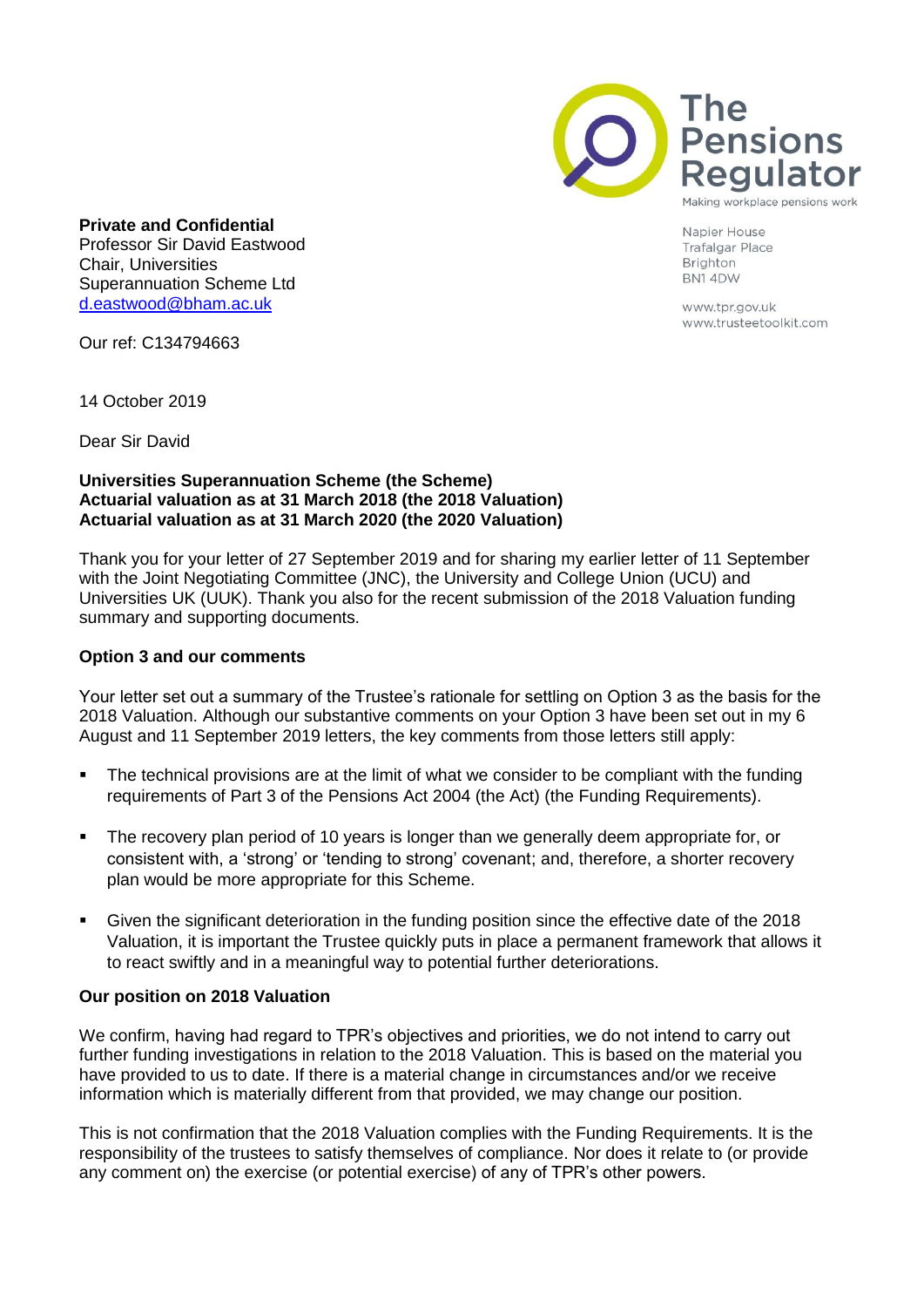The Pensions Regulator
Making workplace pensions work

Napier House
Trafalgar Place
Brighton
BN1 4DW

www.tpr.gov.uk
www.trusteetoolkit.com

**Private and Confidential**
Professor Sir David Eastwood
Chair, Universities
Superannuation Scheme Ltd
d.eastwood@bham.ac.uk

Our ref: C134794663

14 October 2019

Dear Sir David

**Universities Superannuation Scheme (the Scheme)**
**Actuarial valuation as at 31 March 2018 (the 2018 Valuation)**
**Actuarial valuation as at 31 March 2020 (the 2020 Valuation)**

Thank you for your letter of 27 September 2019 and for sharing my earlier letter of 11 September with the Joint Negotiating Committee (JNC), the University and College Union (UCU) and Universities UK (UUK). Thank you also for the recent submission of the 2018 Valuation funding summary and supporting documents.

**Option 3 and our comments**

Your letter set out a summary of the Trustee's rationale for settling on Option 3 as the basis for the 2018 Valuation. Although our substantive comments on your Option 3 have been set out in my 6 August and 11 September 2019 letters, the key comments from those letters still apply:

- The technical provisions are at the limit of what we consider to be compliant with the funding requirements of Part 3 of the Pensions Act 2004 (the Act) (the Funding Requirements).
- The recovery plan period of 10 years is longer than we generally deem appropriate for, or consistent with, a 'strong' or 'tending to strong' covenant; and, therefore, a shorter recovery plan would be more appropriate for this Scheme.
- Given the significant deterioration in the funding position since the effective date of the 2018 Valuation, it is important the Trustee quickly puts in place a permanent framework that allows it to react swiftly and in a meaningful way to potential further deteriorations.

**Our position on 2018 Valuation**

We confirm, having had regard to TPR's objectives and priorities, we do not intend to carry out further funding investigations in relation to the 2018 Valuation. This is based on the material you have provided to us to date. If there is a material change in circumstances and/or we receive information which is materially different from that provided, we may change our position.

This is not confirmation that the 2018 Valuation complies with the Funding Requirements. It is the responsibility of the trustees to satisfy themselves of compliance. Nor does it relate to (or provide any comment on) the exercise (or potential exercise) of any of TPR's other powers.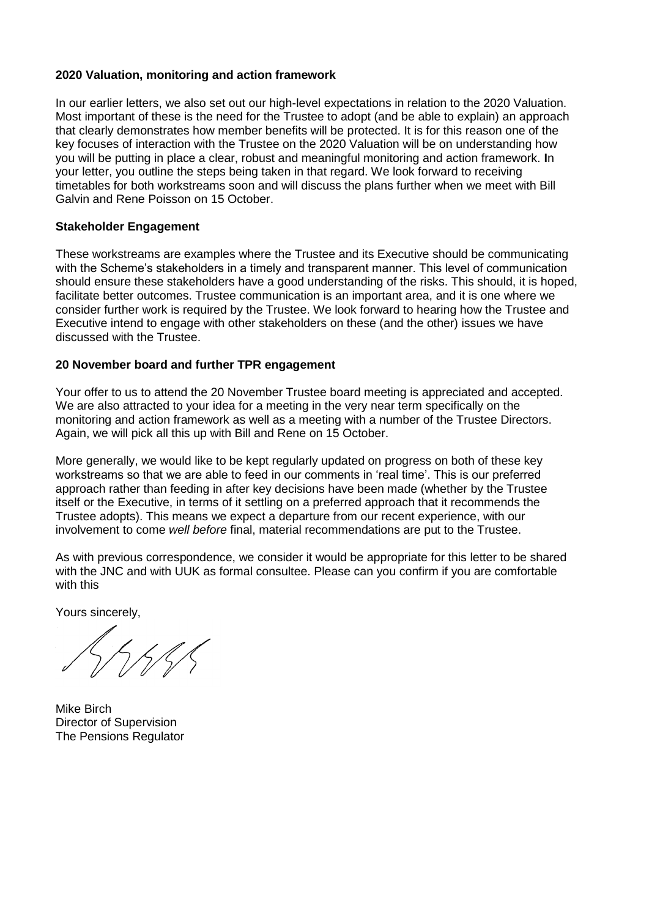**2020 Valuation, monitoring and action framework**

In our earlier letters, we also set out our high-level expectations in relation to the 2020 Valuation. Most important of these is the need for the Trustee to adopt (and be able to explain) an approach that clearly demonstrates how member benefits will be protected. It is for this reason one of the key focuses of interaction with the Trustee on the 2020 Valuation will be on understanding how you will be putting in place a clear, robust and meaningful monitoring and action framework. In your letter, you outline the steps being taken in that regard. We look forward to receiving timetables for both workstreams soon and will discuss the plans further when we meet with Bill Galvin and Rene Poisson on 15 October.

**Stakeholder Engagement**

These workstreams are examples where the Trustee and its Executive should be communicating with the Scheme's stakeholders in a timely and transparent manner. This level of communication should ensure these stakeholders have a good understanding of the risks. This should, it is hoped, facilitate better outcomes. Trustee communication is an important area, and it is one where we consider further work is required by the Trustee. We look forward to hearing how the Trustee and Executive intend to engage with other stakeholders on these (and the other) issues we have discussed with the Trustee.

**20 November board and further TPR engagement**

Your offer to us to attend the 20 November Trustee board meeting is appreciated and accepted. We are also attracted to your idea for a meeting in the very near term specifically on the monitoring and action framework as well as a meeting with a number of the Trustee Directors. Again, we will pick all this up with Bill and Rene on 15 October.

More generally, we would like to be kept regularly updated on progress on both of these key workstreams so that we are able to feed in our comments in 'real time'. This is our preferred approach rather than feeding in after key decisions have been made (whether by the Trustee itself or the Executive, in terms of it settling on a preferred approach that it recommends the Trustee adopts). This means we expect a departure from our recent experience, with our involvement to come *well before* final, material recommendations are put to the Trustee.

As with previous correspondence, we consider it would be appropriate for this letter to be shared with the JNC and with UUK as formal consultee. Please can you confirm if you are comfortable with this

Yours sincerely,

Mike Birch
Director of Supervision
The Pensions Regulator